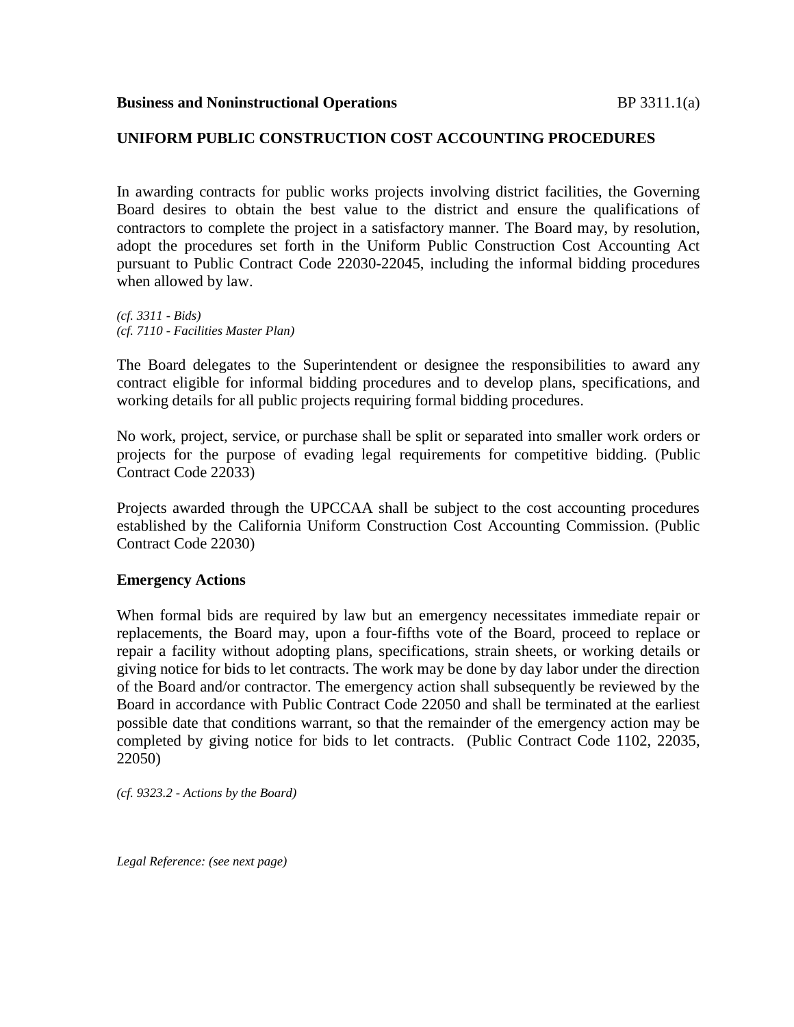**Business and Noninstructional Operations** BP 3311.1(a)

## UNIFORM PUBLIC CONSTRUCTION COST ACCOUNTING PROCEDURES

In awarding contracts for public works projects involving district facilities, the Governing Board desires to obtain the best value to the district and ensure the qualifications of contractors to complete the project in a satisfactory manner. The Board may, by resolution, adopt the procedures set forth in the Uniform Public Construction Cost Accounting Act pursuant to Public Contract Code 22030-22045, including the informal bidding procedures when allowed by law.

*(cf. 3311 - Bids)*
*(cf. 7110 - Facilities Master Plan)*

The Board delegates to the Superintendent or designee the responsibilities to award any contract eligible for informal bidding procedures and to develop plans, specifications, and working details for all public projects requiring formal bidding procedures.

No work, project, service, or purchase shall be split or separated into smaller work orders or projects for the purpose of evading legal requirements for competitive bidding. (Public Contract Code 22033)

Projects awarded through the UPCCAA shall be subject to the cost accounting procedures established by the California Uniform Construction Cost Accounting Commission. (Public Contract Code 22030)

### Emergency Actions

When formal bids are required by law but an emergency necessitates immediate repair or replacements, the Board may, upon a four-fifths vote of the Board, proceed to replace or repair a facility without adopting plans, specifications, strain sheets, or working details or giving notice for bids to let contracts. The work may be done by day labor under the direction of the Board and/or contractor. The emergency action shall subsequently be reviewed by the Board in accordance with Public Contract Code 22050 and shall be terminated at the earliest possible date that conditions warrant, so that the remainder of the emergency action may be completed by giving notice for bids to let contracts. (Public Contract Code 1102, 22035, 22050)

*(cf. 9323.2 - Actions by the Board)*

*Legal Reference: (see next page)*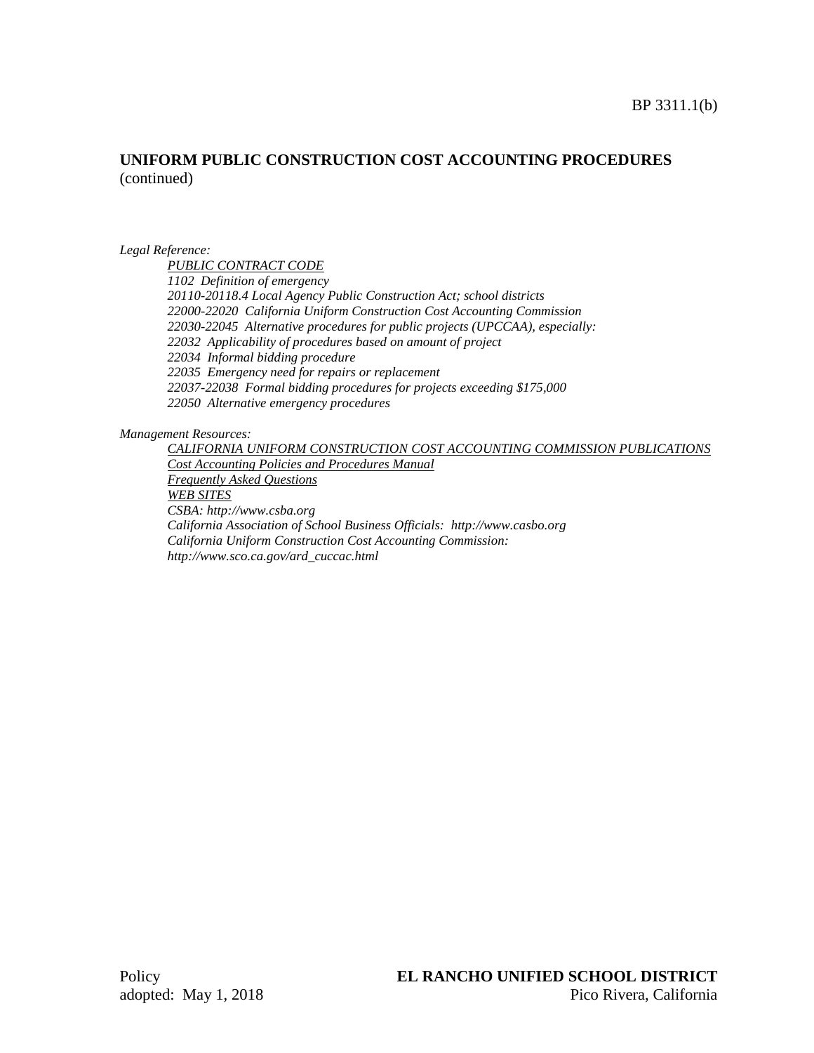**UNIFORM PUBLIC CONSTRUCTION COST ACCOUNTING PROCEDURES** (continued)

*Legal Reference:*

*PUBLIC CONTRACT CODE*

*1102 Definition of emergency*

*20110-20118.4 Local Agency Public Construction Act; school districts*

*22000-22020 California Uniform Construction Cost Accounting Commission*

*22030-22045 Alternative procedures for public projects (UPCCAA), especially:*

*22032 Applicability of procedures based on amount of project*

*22034 Informal bidding procedure*

*22035 Emergency need for repairs or replacement*

*22037-22038 Formal bidding procedures for projects exceeding $175,000*

*22050 Alternative emergency procedures*

*Management Resources:*

*CALIFORNIA UNIFORM CONSTRUCTION COST ACCOUNTING COMMISSION PUBLICATIONS*

*Cost Accounting Policies and Procedures Manual*

*Frequently Asked Questions*

*WEB SITES*

*CSBA: http://www.csba.org*

*California Association of School Business Officials: http://www.casbo.org*

*California Uniform Construction Cost Accounting Commission: http://www.sco.ca.gov/ard_cuccac.html*

Policy
adopted: May 1, 2018

**EL RANCHO UNIFIED SCHOOL DISTRICT**
Pico Rivera, California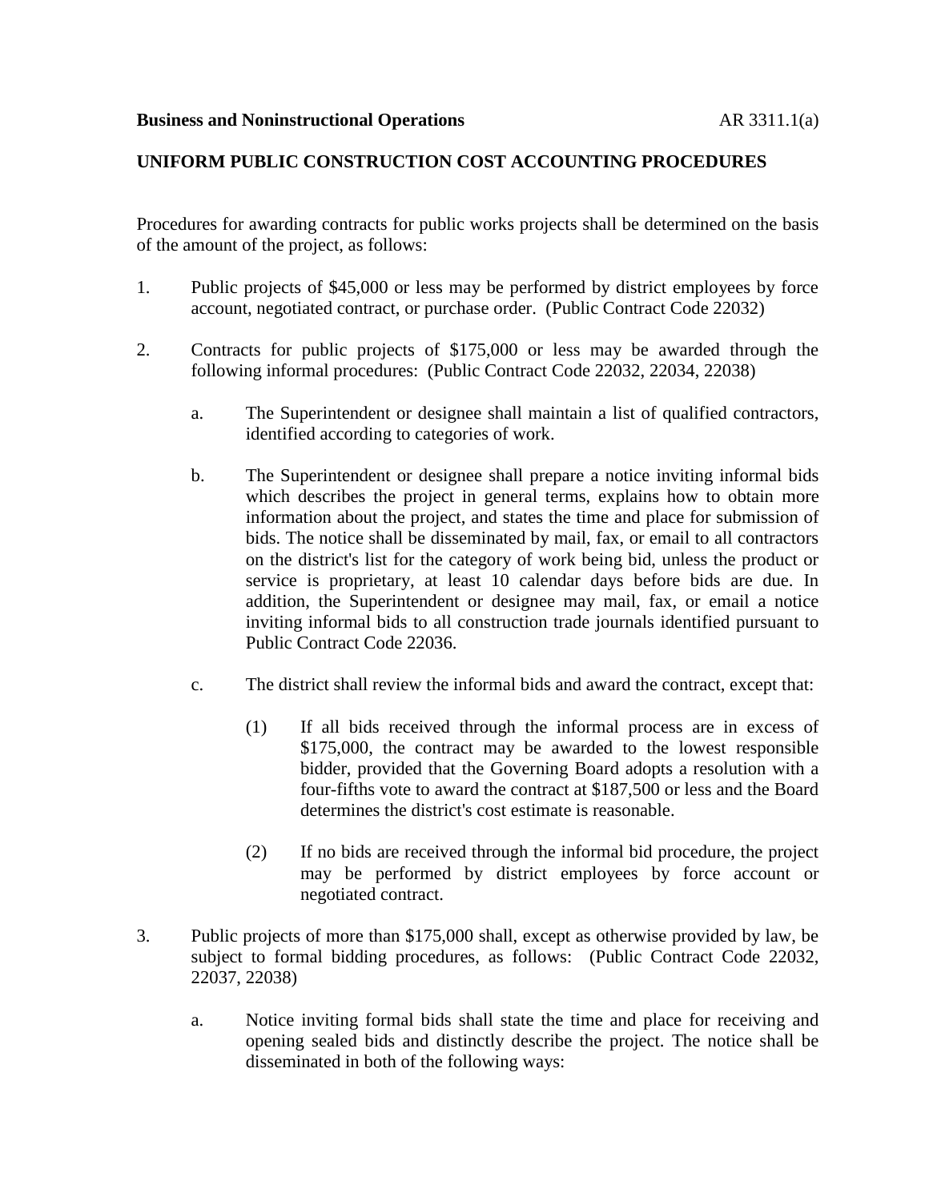**Business and Noninstructional Operations** AR 3311.1(a)

**UNIFORM PUBLIC CONSTRUCTION COST ACCOUNTING PROCEDURES**

Procedures for awarding contracts for public works projects shall be determined on the basis of the amount of the project, as follows:

1. Public projects of $45,000 or less may be performed by district employees by force account, negotiated contract, or purchase order. (Public Contract Code 22032)

2. Contracts for public projects of $175,000 or less may be awarded through the following informal procedures: (Public Contract Code 22032, 22034, 22038)

   a. The Superintendent or designee shall maintain a list of qualified contractors, identified according to categories of work.

   b. The Superintendent or designee shall prepare a notice inviting informal bids which describes the project in general terms, explains how to obtain more information about the project, and states the time and place for submission of bids. The notice shall be disseminated by mail, fax, or email to all contractors on the district's list for the category of work being bid, unless the product or service is proprietary, at least 10 calendar days before bids are due. In addition, the Superintendent or designee may mail, fax, or email a notice inviting informal bids to all construction trade journals identified pursuant to Public Contract Code 22036.

   c. The district shall review the informal bids and award the contract, except that:

      (1) If all bids received through the informal process are in excess of $175,000, the contract may be awarded to the lowest responsible bidder, provided that the Governing Board adopts a resolution with a four-fifths vote to award the contract at $187,500 or less and the Board determines the district's cost estimate is reasonable.

      (2) If no bids are received through the informal bid procedure, the project may be performed by district employees by force account or negotiated contract.

3. Public projects of more than $175,000 shall, except as otherwise provided by law, be subject to formal bidding procedures, as follows: (Public Contract Code 22032, 22037, 22038)

   a. Notice inviting formal bids shall state the time and place for receiving and opening sealed bids and distinctly describe the project. The notice shall be disseminated in both of the following ways: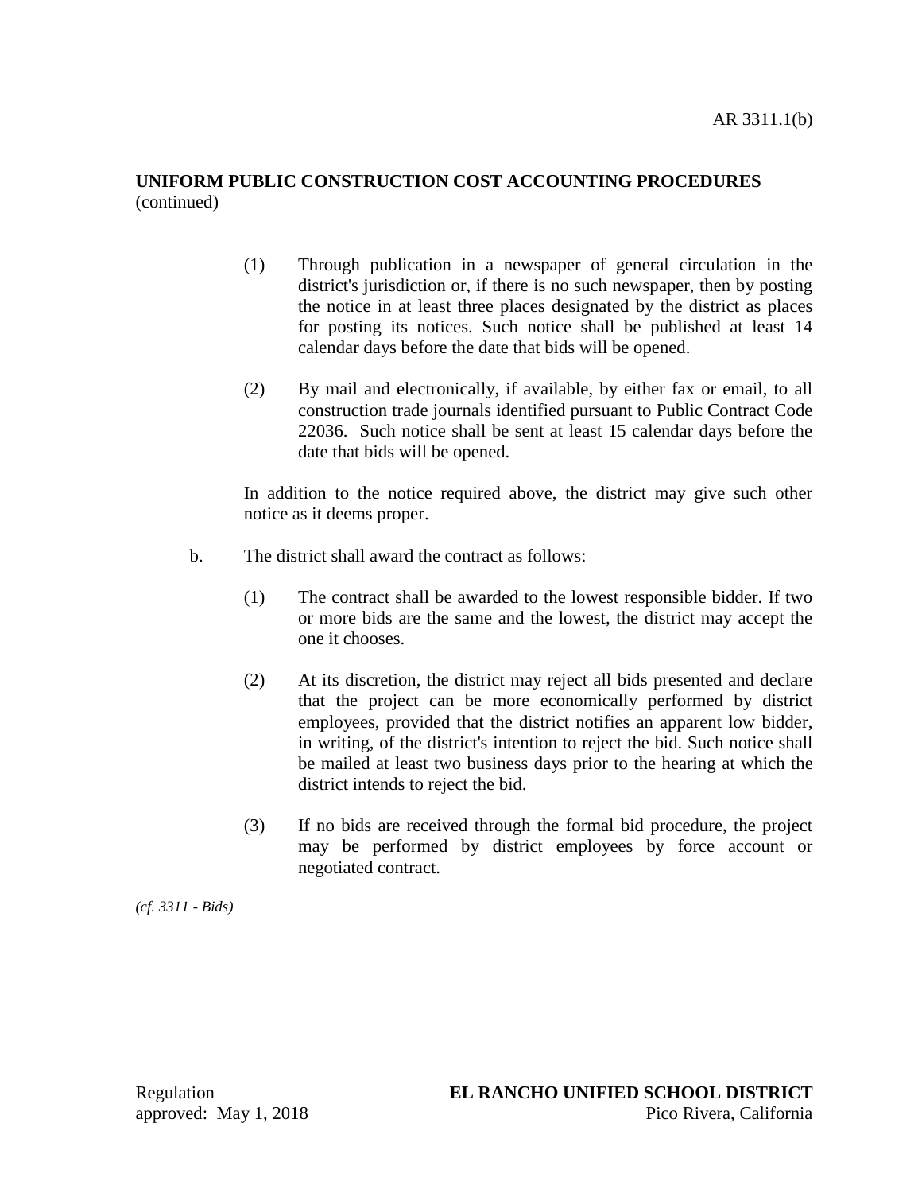**UNIFORM PUBLIC CONSTRUCTION COST ACCOUNTING PROCEDURES** (continued)

(1) Through publication in a newspaper of general circulation in the district's jurisdiction or, if there is no such newspaper, then by posting the notice in at least three places designated by the district as places for posting its notices. Such notice shall be published at least 14 calendar days before the date that bids will be opened.

(2) By mail and electronically, if available, by either fax or email, to all construction trade journals identified pursuant to Public Contract Code 22036. Such notice shall be sent at least 15 calendar days before the date that bids will be opened.

In addition to the notice required above, the district may give such other notice as it deems proper.

b. The district shall award the contract as follows:

(1) The contract shall be awarded to the lowest responsible bidder. If two or more bids are the same and the lowest, the district may accept the one it chooses.

(2) At its discretion, the district may reject all bids presented and declare that the project can be more economically performed by district employees, provided that the district notifies an apparent low bidder, in writing, of the district's intention to reject the bid. Such notice shall be mailed at least two business days prior to the hearing at which the district intends to reject the bid.

(3) If no bids are received through the formal bid procedure, the project may be performed by district employees by force account or negotiated contract.

*(cf. 3311 - Bids)*

Regulation
approved: May 1, 2018

**EL RANCHO UNIFIED SCHOOL DISTRICT**
Pico Rivera, California